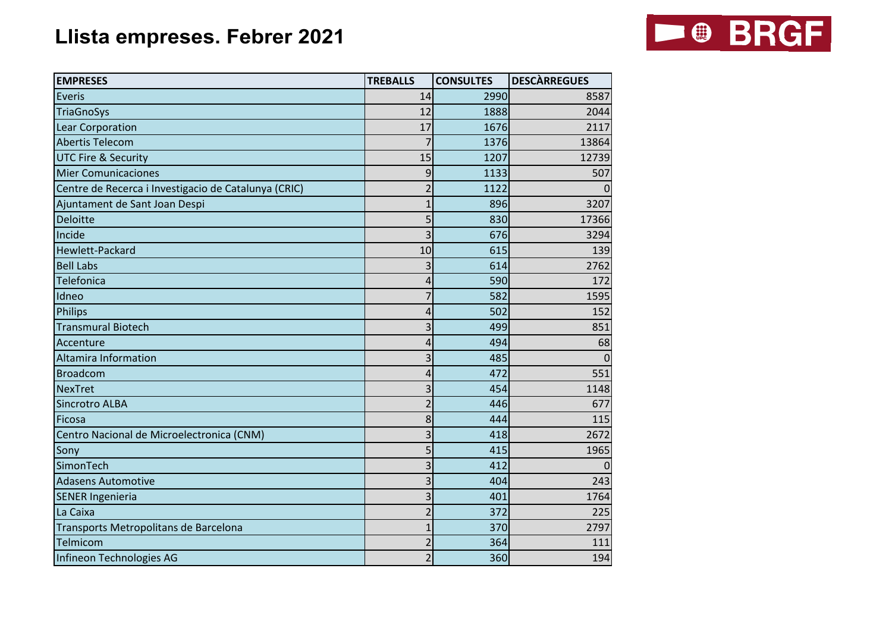# Llista empreses. Febrer 2021

| EMPRESES | TREBALLS | CONSULTES | DESCÀRREGUES |
|---|---|---|---|
| Everis | 14 | 2990 | 8587 |
| TriaGnoSys | 12 | 1888 | 2044 |
| Lear Corporation | 17 | 1676 | 2117 |
| Abertis Telecom | 7 | 1376 | 13864 |
| UTC Fire & Security | 15 | 1207 | 12739 |
| Mier Comunicaciones | 9 | 1133 | 507 |
| Centre de Recerca i Investigacio de Catalunya (CRIC) | 2 | 1122 | 0 |
| Ajuntament de Sant Joan Despi | 1 | 896 | 3207 |
| Deloitte | 5 | 830 | 17366 |
| Incide | 3 | 676 | 3294 |
| Hewlett-Packard | 10 | 615 | 139 |
| Bell Labs | 3 | 614 | 2762 |
| Telefonica | 4 | 590 | 172 |
| Idneo | 7 | 582 | 1595 |
| Philips | 4 | 502 | 152 |
| Transmural Biotech | 3 | 499 | 851 |
| Accenture | 4 | 494 | 68 |
| Altamira Information | 3 | 485 | 0 |
| Broadcom | 4 | 472 | 551 |
| NexTret | 3 | 454 | 1148 |
| Sincrotro ALBA | 2 | 446 | 677 |
| Ficosa | 8 | 444 | 115 |
| Centro Nacional de Microelectronica (CNM) | 3 | 418 | 2672 |
| Sony | 5 | 415 | 1965 |
| SimonTech | 3 | 412 | 0 |
| Adasens Automotive | 3 | 404 | 243 |
| SENER Ingenieria | 3 | 401 | 1764 |
| La Caixa | 2 | 372 | 225 |
| Transports Metropolitans de Barcelona | 1 | 370 | 2797 |
| Telmicom | 2 | 364 | 111 |
| Infineon Technologies AG | 2 | 360 | 194 |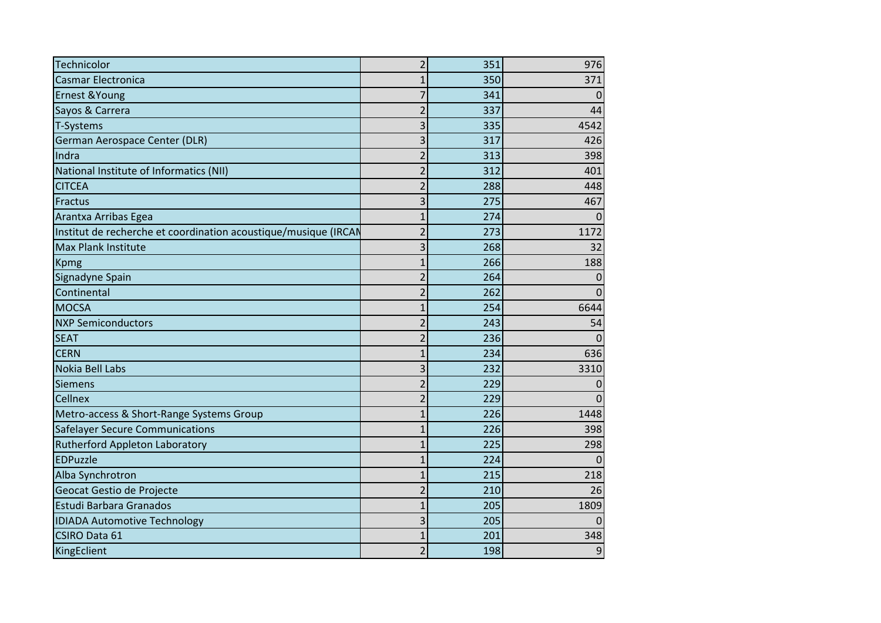| | | | |
|---|---|---|---|
| Technicolor | 2 | 351 | 976 |
| Casmar Electronica | 1 | 350 | 371 |
| Ernest &Young | 7 | 341 | 0 |
| Sayos & Carrera | 2 | 337 | 44 |
| T-Systems | 3 | 335 | 4542 |
| German Aerospace Center (DLR) | 3 | 317 | 426 |
| Indra | 2 | 313 | 398 |
| National Institute of Informatics (NII) | 2 | 312 | 401 |
| CITCEA | 2 | 288 | 448 |
| Fractus | 3 | 275 | 467 |
| Arantxa Arribas Egea | 1 | 274 | 0 |
| Institut de recherche et coordination acoustique/musique (IRCAM | 2 | 273 | 1172 |
| Max Plank Institute | 3 | 268 | 32 |
| Kpmg | 1 | 266 | 188 |
| Signadyne Spain | 2 | 264 | 0 |
| Continental | 2 | 262 | 0 |
| MOCSA | 1 | 254 | 6644 |
| NXP Semiconductors | 2 | 243 | 54 |
| SEAT | 2 | 236 | 0 |
| CERN | 1 | 234 | 636 |
| Nokia Bell Labs | 3 | 232 | 3310 |
| Siemens | 2 | 229 | 0 |
| Cellnex | 2 | 229 | 0 |
| Metro-access & Short-Range Systems Group | 1 | 226 | 1448 |
| Safelayer Secure Communications | 1 | 226 | 398 |
| Rutherford Appleton Laboratory | 1 | 225 | 298 |
| EDPuzzle | 1 | 224 | 0 |
| Alba Synchrotron | 1 | 215 | 218 |
| Geocat Gestio de Projecte | 2 | 210 | 26 |
| Estudi Barbara Granados | 1 | 205 | 1809 |
| IDIADA Automotive Technology | 3 | 205 | 0 |
| CSIRO Data 61 | 1 | 201 | 348 |
| KingEclient | 2 | 198 | 9 |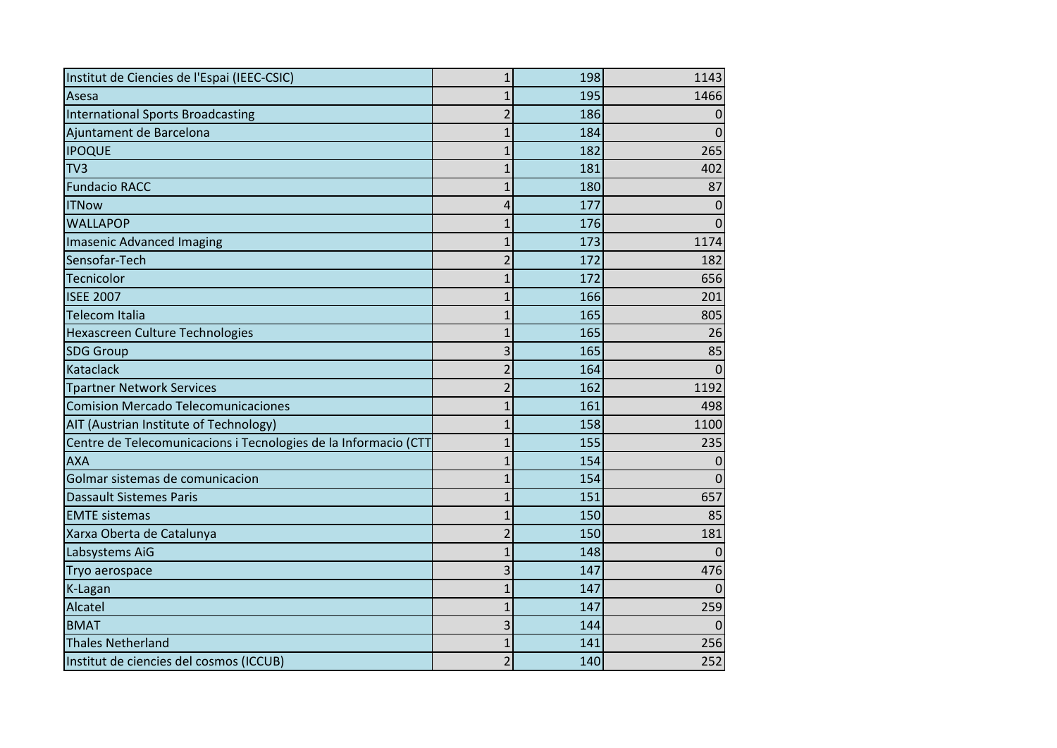| | | | |
|---|---|---|---|
| Institut de Ciencies de l'Espai (IEEC-CSIC) | 1 | 198 | 1143 |
| Asesa | 1 | 195 | 1466 |
| International Sports Broadcasting | 2 | 186 | 0 |
| Ajuntament de Barcelona | 1 | 184 | 0 |
| IPOQUE | 1 | 182 | 265 |
| TV3 | 1 | 181 | 402 |
| Fundacio RACC | 1 | 180 | 87 |
| ITNow | 4 | 177 | 0 |
| WALLAPOP | 1 | 176 | 0 |
| Imasenic Advanced Imaging | 1 | 173 | 1174 |
| Sensofar-Tech | 2 | 172 | 182 |
| Tecnicolor | 1 | 172 | 656 |
| ISEE 2007 | 1 | 166 | 201 |
| Telecom Italia | 1 | 165 | 805 |
| Hexascreen Culture Technologies | 1 | 165 | 26 |
| SDG Group | 3 | 165 | 85 |
| Kataclack | 2 | 164 | 0 |
| Tpartner Network Services | 2 | 162 | 1192 |
| Comision Mercado Telecomunicaciones | 1 | 161 | 498 |
| AIT (Austrian Institute of Technology) | 1 | 158 | 1100 |
| Centre de Telecomunicacions i Tecnologies de la Informacio (CTT | 1 | 155 | 235 |
| AXA | 1 | 154 | 0 |
| Golmar sistemas de comunicacion | 1 | 154 | 0 |
| Dassault Sistemes Paris | 1 | 151 | 657 |
| EMTE sistemas | 1 | 150 | 85 |
| Xarxa Oberta de Catalunya | 2 | 150 | 181 |
| Labsystems AiG | 1 | 148 | 0 |
| Tryo aerospace | 3 | 147 | 476 |
| K-Lagan | 1 | 147 | 0 |
| Alcatel | 1 | 147 | 259 |
| BMAT | 3 | 144 | 0 |
| Thales Netherland | 1 | 141 | 256 |
| Institut de ciencies del cosmos (ICCUB) | 2 | 140 | 252 |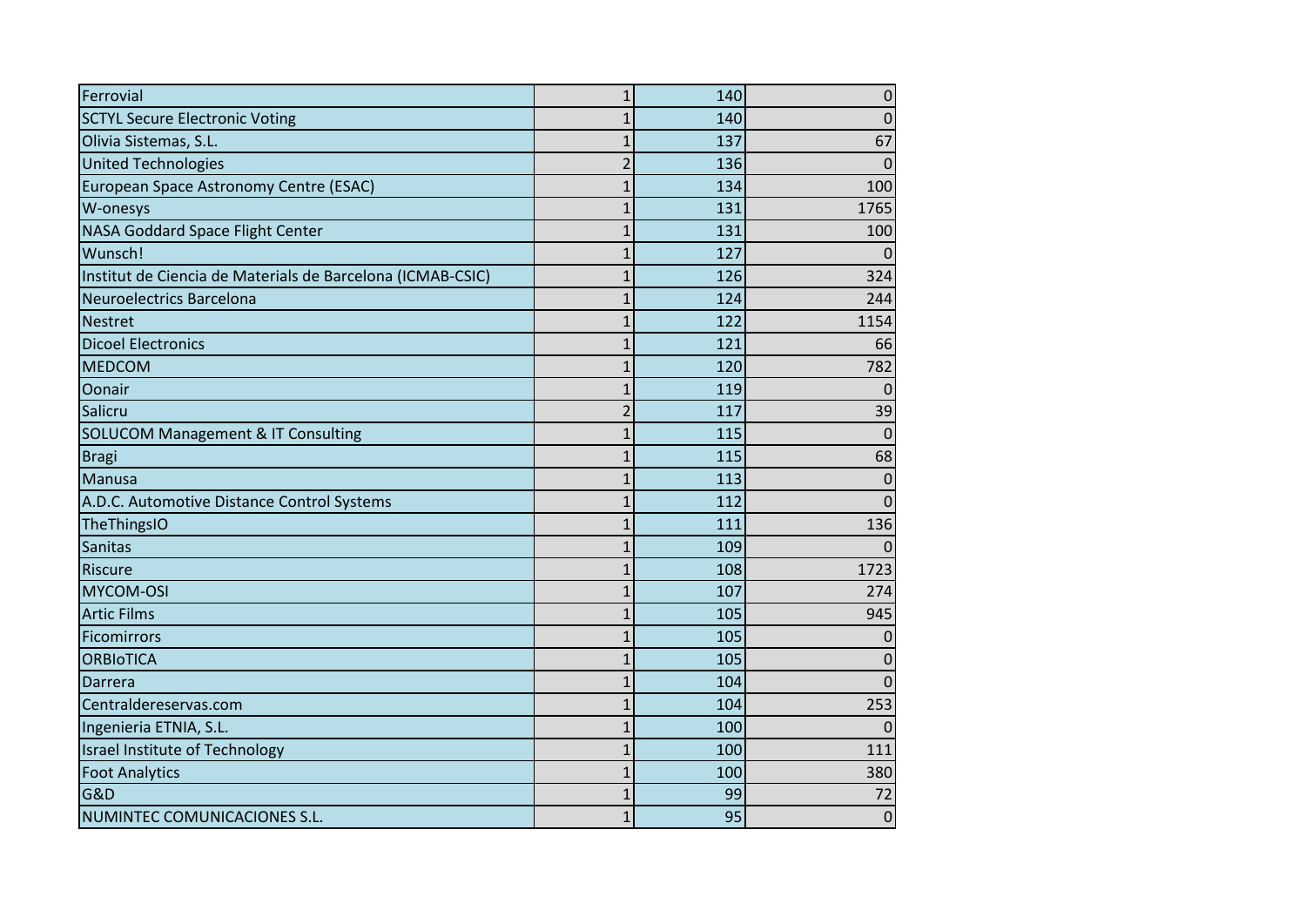| | | | |
|---|---|---|---|
| Ferrovial | 1 | 140 | 0 |
| SCTYL Secure Electronic Voting | 1 | 140 | 0 |
| Olivia Sistemas, S.L. | 1 | 137 | 67 |
| United Technologies | 2 | 136 | 0 |
| European Space Astronomy Centre (ESAC) | 1 | 134 | 100 |
| W-onesys | 1 | 131 | 1765 |
| NASA Goddard Space Flight Center | 1 | 131 | 100 |
| Wunsch! | 1 | 127 | 0 |
| Institut de Ciencia de Materials de Barcelona (ICMAB-CSIC) | 1 | 126 | 324 |
| Neuroelectrics Barcelona | 1 | 124 | 244 |
| Nestret | 1 | 122 | 1154 |
| Dicoel Electronics | 1 | 121 | 66 |
| MEDCOM | 1 | 120 | 782 |
| Oonair | 1 | 119 | 0 |
| Salicru | 2 | 117 | 39 |
| SOLUCOM Management & IT Consulting | 1 | 115 | 0 |
| Bragi | 1 | 115 | 68 |
| Manusa | 1 | 113 | 0 |
| A.D.C. Automotive Distance Control Systems | 1 | 112 | 0 |
| TheThingsIO | 1 | 111 | 136 |
| Sanitas | 1 | 109 | 0 |
| Riscure | 1 | 108 | 1723 |
| MYCOM-OSI | 1 | 107 | 274 |
| Artic Films | 1 | 105 | 945 |
| Ficomirrors | 1 | 105 | 0 |
| ORBIoTICA | 1 | 105 | 0 |
| Darrera | 1 | 104 | 0 |
| Centraldereservas.com | 1 | 104 | 253 |
| Ingenieria ETNIA, S.L. | 1 | 100 | 0 |
| Israel Institute of Technology | 1 | 100 | 111 |
| Foot Analytics | 1 | 100 | 380 |
| G&D | 1 | 99 | 72 |
| NUMINTEC COMUNICACIONES S.L. | 1 | 95 | 0 |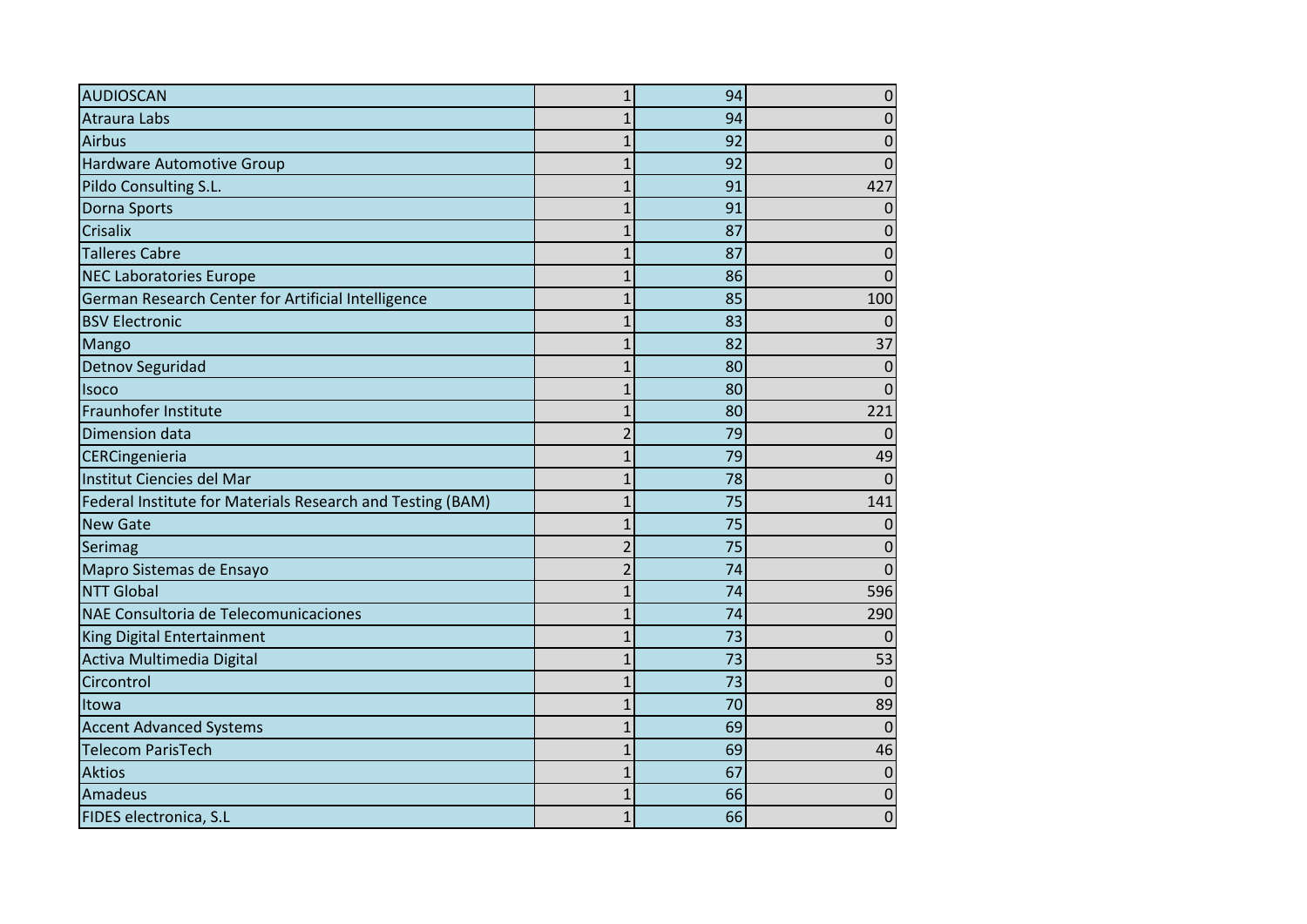| | | | |
|---|---|---|---|
| AUDIOSCAN | 1 | 94 | 0 |
| Atraura Labs | 1 | 94 | 0 |
| Airbus | 1 | 92 | 0 |
| Hardware Automotive Group | 1 | 92 | 0 |
| Pildo Consulting S.L. | 1 | 91 | 427 |
| Dorna Sports | 1 | 91 | 0 |
| Crisalix | 1 | 87 | 0 |
| Talleres Cabre | 1 | 87 | 0 |
| NEC Laboratories Europe | 1 | 86 | 0 |
| German Research Center for Artificial Intelligence | 1 | 85 | 100 |
| BSV Electronic | 1 | 83 | 0 |
| Mango | 1 | 82 | 37 |
| Detnov Seguridad | 1 | 80 | 0 |
| Isoco | 1 | 80 | 0 |
| Fraunhofer Institute | 1 | 80 | 221 |
| Dimension data | 2 | 79 | 0 |
| CERCingenieria | 1 | 79 | 49 |
| Institut Ciencies del Mar | 1 | 78 | 0 |
| Federal Institute for Materials Research and Testing (BAM) | 1 | 75 | 141 |
| New Gate | 1 | 75 | 0 |
| Serimag | 2 | 75 | 0 |
| Mapro Sistemas de Ensayo | 2 | 74 | 0 |
| NTT Global | 1 | 74 | 596 |
| NAE Consultoria de Telecomunicaciones | 1 | 74 | 290 |
| King Digital Entertainment | 1 | 73 | 0 |
| Activa Multimedia Digital | 1 | 73 | 53 |
| Circontrol | 1 | 73 | 0 |
| Itowa | 1 | 70 | 89 |
| Accent Advanced Systems | 1 | 69 | 0 |
| Telecom ParisTech | 1 | 69 | 46 |
| Aktios | 1 | 67 | 0 |
| Amadeus | 1 | 66 | 0 |
| FIDES electronica, S.L | 1 | 66 | 0 |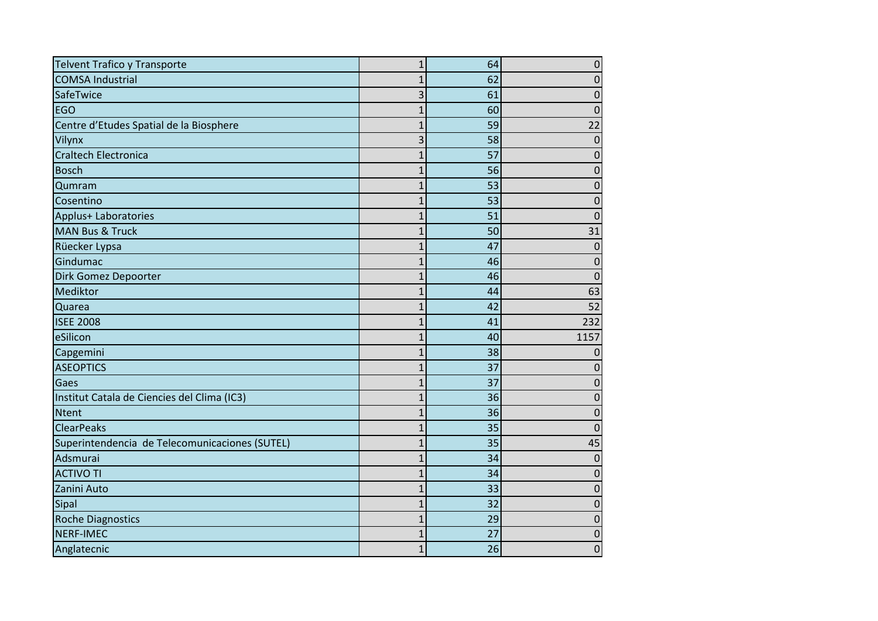| | | | |
|---|---|---|---|
| Telvent Trafico y Transporte | 1 | 64 | 0 |
| COMSA Industrial | 1 | 62 | 0 |
| SafeTwice | 3 | 61 | 0 |
| EGO | 1 | 60 | 0 |
| Centre d'Etudes Spatial de la Biosphere | 1 | 59 | 22 |
| Vilynx | 3 | 58 | 0 |
| Craltech Electronica | 1 | 57 | 0 |
| Bosch | 1 | 56 | 0 |
| Qumram | 1 | 53 | 0 |
| Cosentino | 1 | 53 | 0 |
| Applus+ Laboratories | 1 | 51 | 0 |
| MAN Bus & Truck | 1 | 50 | 31 |
| Rüecker Lypsa | 1 | 47 | 0 |
| Gindumac | 1 | 46 | 0 |
| Dirk Gomez Depoorter | 1 | 46 | 0 |
| Mediktor | 1 | 44 | 63 |
| Quarea | 1 | 42 | 52 |
| ISEE 2008 | 1 | 41 | 232 |
| eSilicon | 1 | 40 | 1157 |
| Capgemini | 1 | 38 | 0 |
| ASEOPTICS | 1 | 37 | 0 |
| Gaes | 1 | 37 | 0 |
| Institut Catala de Ciencies del Clima (IC3) | 1 | 36 | 0 |
| Ntent | 1 | 36 | 0 |
| ClearPeaks | 1 | 35 | 0 |
| Superintendencia de Telecomunicaciones (SUTEL) | 1 | 35 | 45 |
| Adsmurai | 1 | 34 | 0 |
| ACTIVO TI | 1 | 34 | 0 |
| Zanini Auto | 1 | 33 | 0 |
| Sipal | 1 | 32 | 0 |
| Roche Diagnostics | 1 | 29 | 0 |
| NERF-IMEC | 1 | 27 | 0 |
| Anglatecnic | 1 | 26 | 0 |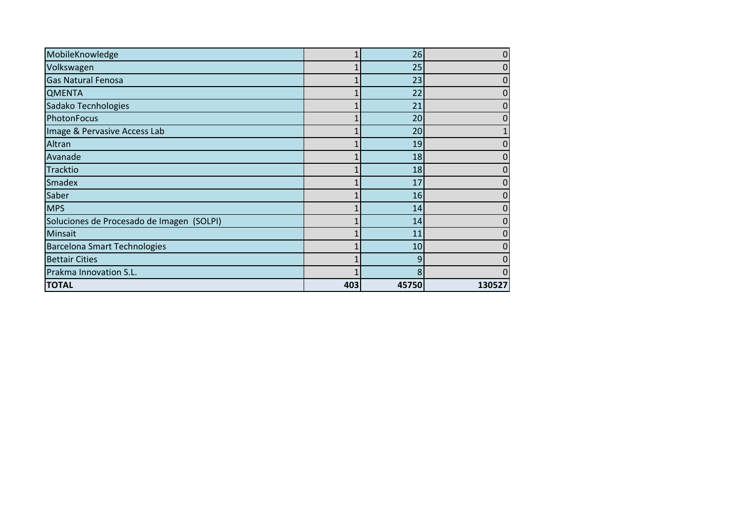| | | | |
|---|---|---|---|
| MobileKnowledge | 1 | 26 | 0 |
| Volkswagen | 1 | 25 | 0 |
| Gas Natural Fenosa | 1 | 23 | 0 |
| QMENTA | 1 | 22 | 0 |
| Sadako Tecnhologies | 1 | 21 | 0 |
| PhotonFocus | 1 | 20 | 0 |
| Image & Pervasive Access Lab | 1 | 20 | 1 |
| Altran | 1 | 19 | 0 |
| Avanade | 1 | 18 | 0 |
| Tracktio | 1 | 18 | 0 |
| Smadex | 1 | 17 | 0 |
| Saber | 1 | 16 | 0 |
| MPS | 1 | 14 | 0 |
| Soluciones de Procesado de Imagen (SOLPI) | 1 | 14 | 0 |
| Minsait | 1 | 11 | 0 |
| Barcelona Smart Technologies | 1 | 10 | 0 |
| Bettair Cities | 1 | 9 | 0 |
| Prakma Innovation S.L. | 1 | 8 | 0 |
| **TOTAL** | **403** | **45750** | **130527** |